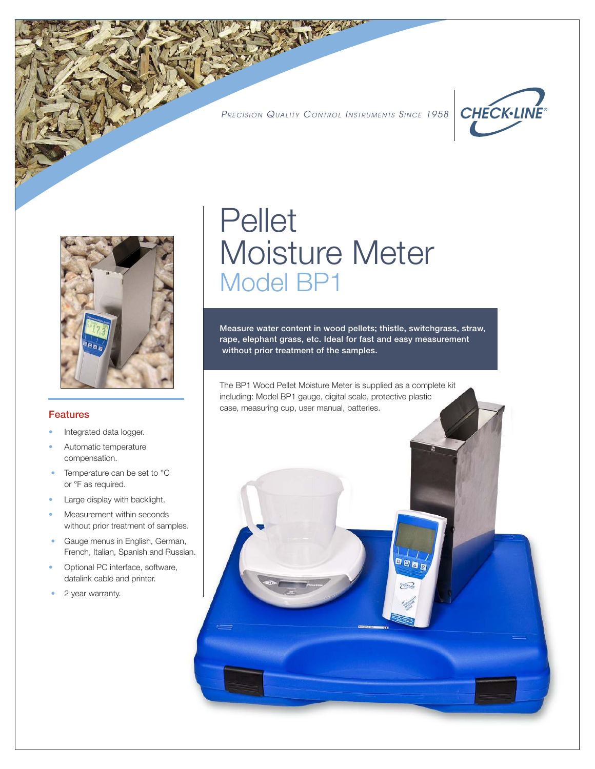*Precision Quality Control Instruments Since 1958*

CHECK•LINE®

# Pellet Moisture Meter

## Model BP1

**Measure water content in wood pellets; thistle, switchgrass, straw, rape, elephant grass, etc. Ideal for fast and easy measurement without prior treatment of the samples.**

The BP1 Wood Pellet Moisture Meter is supplied as a complete kit including: Model BP1 gauge, digital scale, protective plastic case, measuring cup, user manual, batteries.

### Features

- Integrated data logger.
- Automatic temperature compensation.
- Temperature can be set to °C or °F as required.
- Large display with backlight.
- Measurement within seconds without prior treatment of samples.
- Gauge menus in English, German, French, Italian, Spanish and Russian.
- Optional PC interface, software, datalink cable and printer.
- 2 year warranty.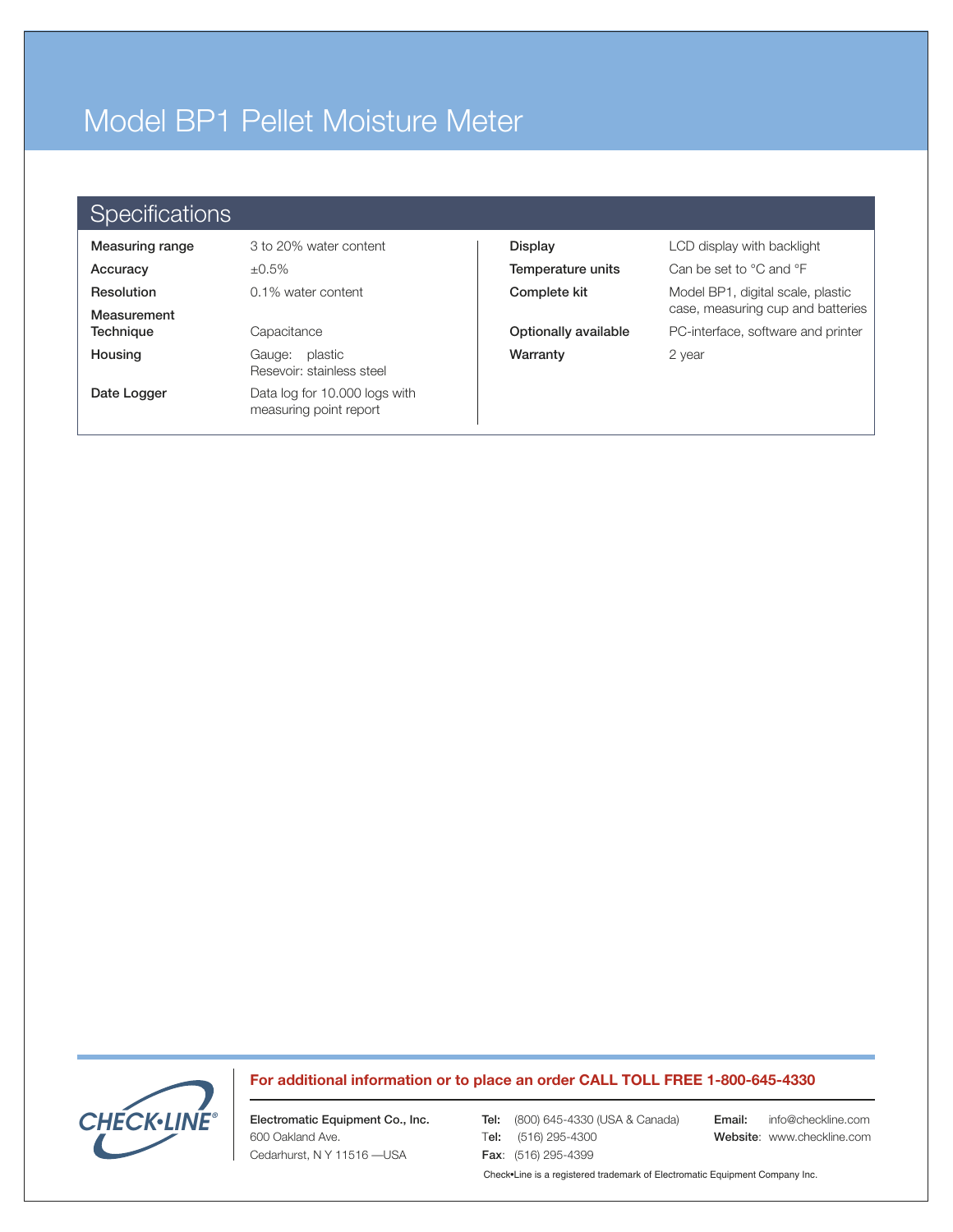# Model BP1 Pellet Moisture Meter

## Specifications

| | |
|---|---|
| **Measuring range** | 3 to 20% water content |
| **Accuracy** | ±0.5% |
| **Resolution** | 0.1% water content |
| **Measurement Technique** | Capacitance |
| **Housing** | Gauge: plastic<br>Resevoir: stainless steel |
| **Date Logger** | Data log for 10.000 logs with measuring point report |
| **Display** | LCD display with backlight |
| **Temperature units** | Can be set to °C and °F |
| **Complete kit** | Model BP1, digital scale, plastic case, measuring cup and batteries |
| **Optionally available** | PC-interface, software and printer |
| **Warranty** | 2 year |

**For additional information or to place an order CALL TOLL FREE 1-800-645-4330**

CHECK•LINE®

**Electromatic Equipment Co., Inc.**
600 Oakland Ave.
Cedarhurst, N Y 11516 —USA

**Tel:** (800) 645-4330 (USA & Canada)
**Tel:** (516) 295-4300
**Fax**: (516) 295-4399

**Email:** info@checkline.com
**Website**: www.checkline.com

Check•Line is a registered trademark of Electromatic Equipment Company Inc.